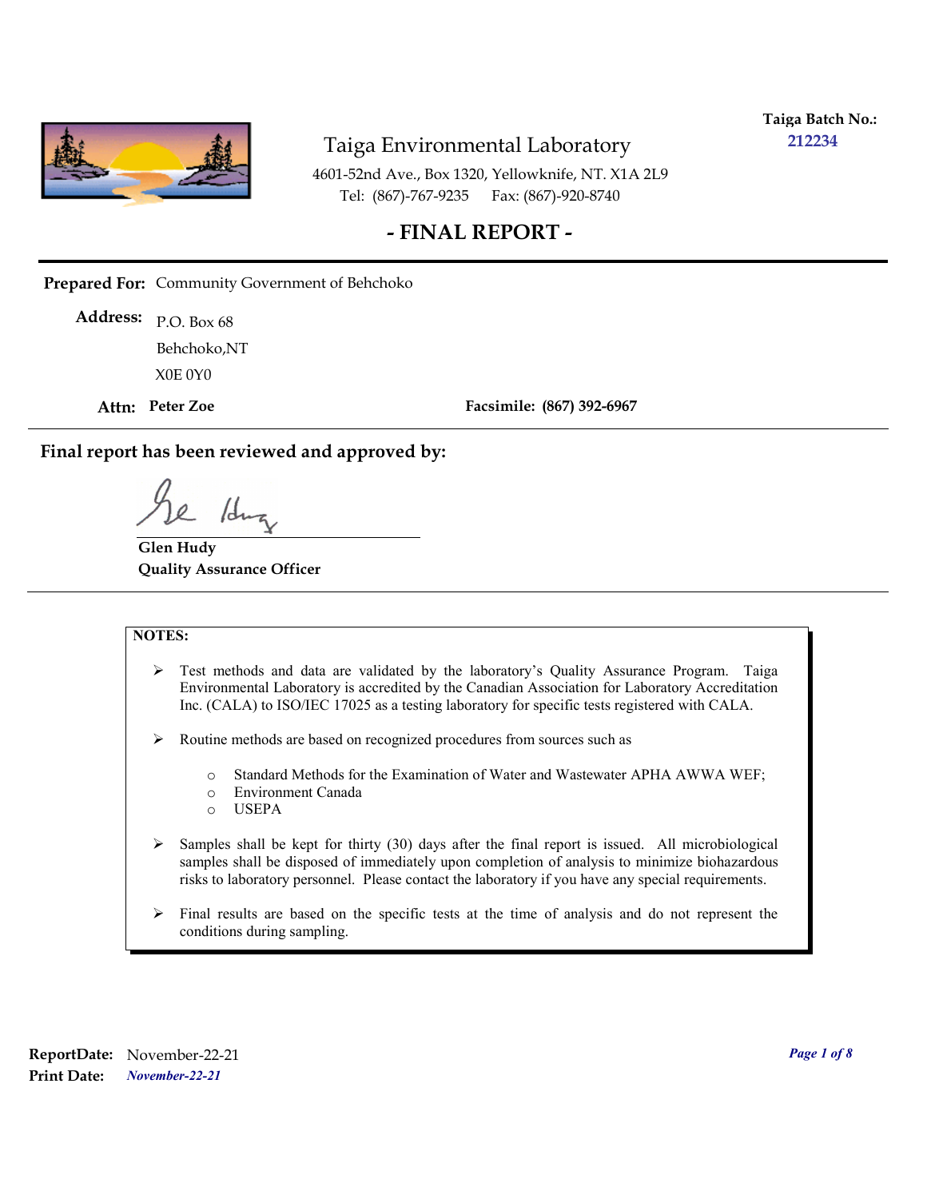**Taiga Batch No.:** 212234

# Taiga Environmental Laboratory

4601-52nd Ave., Box 1320, Yellowknife, NT. X1A 2L9
Tel: (867)-767-9235 Fax: (867)-920-8740

## - FINAL REPORT -

**Prepared For:** Community Government of Behchoko

**Address:** P.O. Box 68
Behchoko,NT
X0E 0Y0

**Attn:** **Peter Zoe** **Facsimile:** **(867) 392-6967**

**Final report has been reviewed and approved by:**

**Glen Hudy**
**Quality Assurance Officer**

**NOTES:**

- Test methods and data are validated by the laboratory's Quality Assurance Program. Taiga Environmental Laboratory is accredited by the Canadian Association for Laboratory Accreditation Inc. (CALA) to ISO/IEC 17025 as a testing laboratory for specific tests registered with CALA.
- Routine methods are based on recognized procedures from sources such as
  - Standard Methods for the Examination of Water and Wastewater APHA AWWA WEF;
  - Environment Canada
  - USEPA
- Samples shall be kept for thirty (30) days after the final report is issued. All microbiological samples shall be disposed of immediately upon completion of analysis to minimize biohazardous risks to laboratory personnel. Please contact the laboratory if you have any special requirements.
- Final results are based on the specific tests at the time of analysis and do not represent the conditions during sampling.

**ReportDate:** November-22-21
**Print Date:** *November-22-21*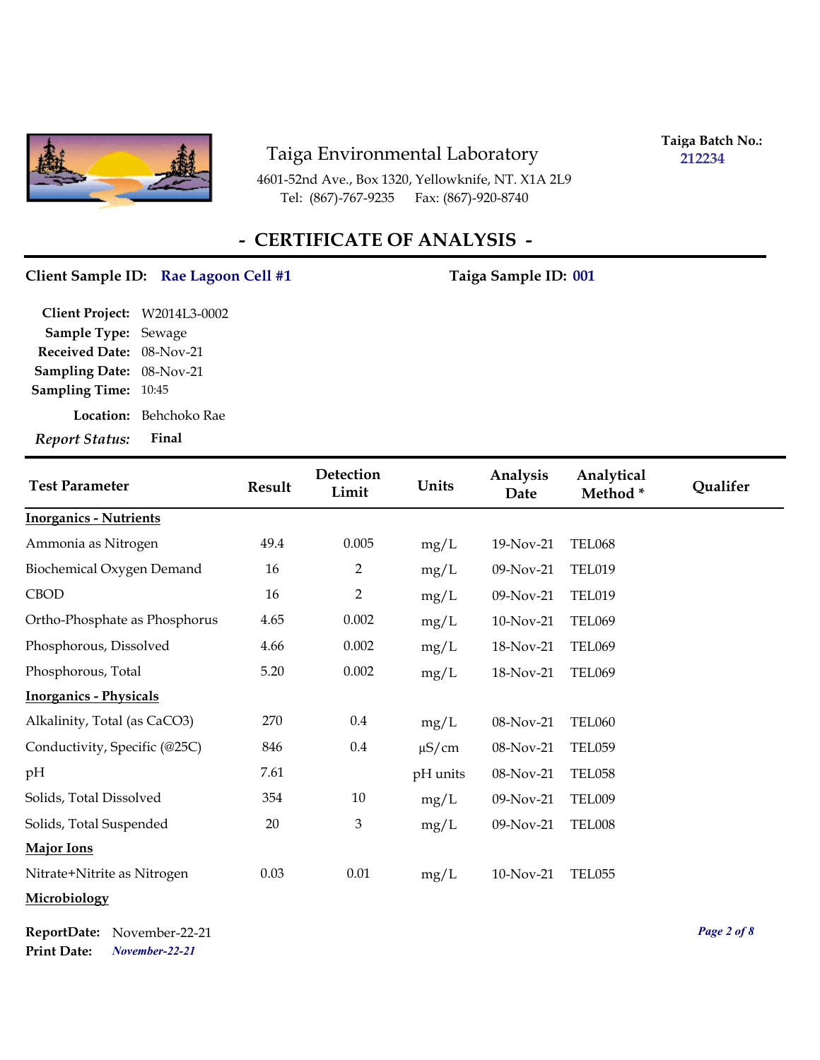Taiga Environmental Laboratory

4601-52nd Ave., Box 1320, Yellowknife, NT. X1A 2L9
Tel: (867)-767-9235 Fax: (867)-920-8740

**Taiga Batch No.:** 212234

# - CERTIFICATE OF ANALYSIS -

**Client Sample ID:** Rae Lagoon Cell #1 **Taiga Sample ID:** 001

**Client Project:** W2014L3-0002
**Sample Type:** Sewage
**Received Date:** 08-Nov-21
**Sampling Date:** 08-Nov-21
**Sampling Time:** 10:45
**Location:** Behchoko Rae
*Report Status:* **Final**

| Test Parameter | Result | Detection Limit | Units | Analysis Date | Analytical Method * | Qualifer |
|---|---|---|---|---|---|---|
| **Inorganics - Nutrients** | | | | | | |
| Ammonia as Nitrogen | 49.4 | 0.005 | mg/L | 19-Nov-21 | TEL068 | |
| Biochemical Oxygen Demand | 16 | 2 | mg/L | 09-Nov-21 | TEL019 | |
| CBOD | 16 | 2 | mg/L | 09-Nov-21 | TEL019 | |
| Ortho-Phosphate as Phosphorus | 4.65 | 0.002 | mg/L | 10-Nov-21 | TEL069 | |
| Phosphorous, Dissolved | 4.66 | 0.002 | mg/L | 18-Nov-21 | TEL069 | |
| Phosphorous, Total | 5.20 | 0.002 | mg/L | 18-Nov-21 | TEL069 | |
| **Inorganics - Physicals** | | | | | | |
| Alkalinity, Total (as CaCO3) | 270 | 0.4 | mg/L | 08-Nov-21 | TEL060 | |
| Conductivity, Specific (@25C) | 846 | 0.4 | µS/cm | 08-Nov-21 | TEL059 | |
| pH | 7.61 | | pH units | 08-Nov-21 | TEL058 | |
| Solids, Total Dissolved | 354 | 10 | mg/L | 09-Nov-21 | TEL009 | |
| Solids, Total Suspended | 20 | 3 | mg/L | 09-Nov-21 | TEL008 | |
| **Major Ions** | | | | | | |
| Nitrate+Nitrite as Nitrogen | 0.03 | 0.01 | mg/L | 10-Nov-21 | TEL055 | |
| **Microbiology** | | | | | | |

**ReportDate:** November-22-21
**Print Date:** *November-22-21*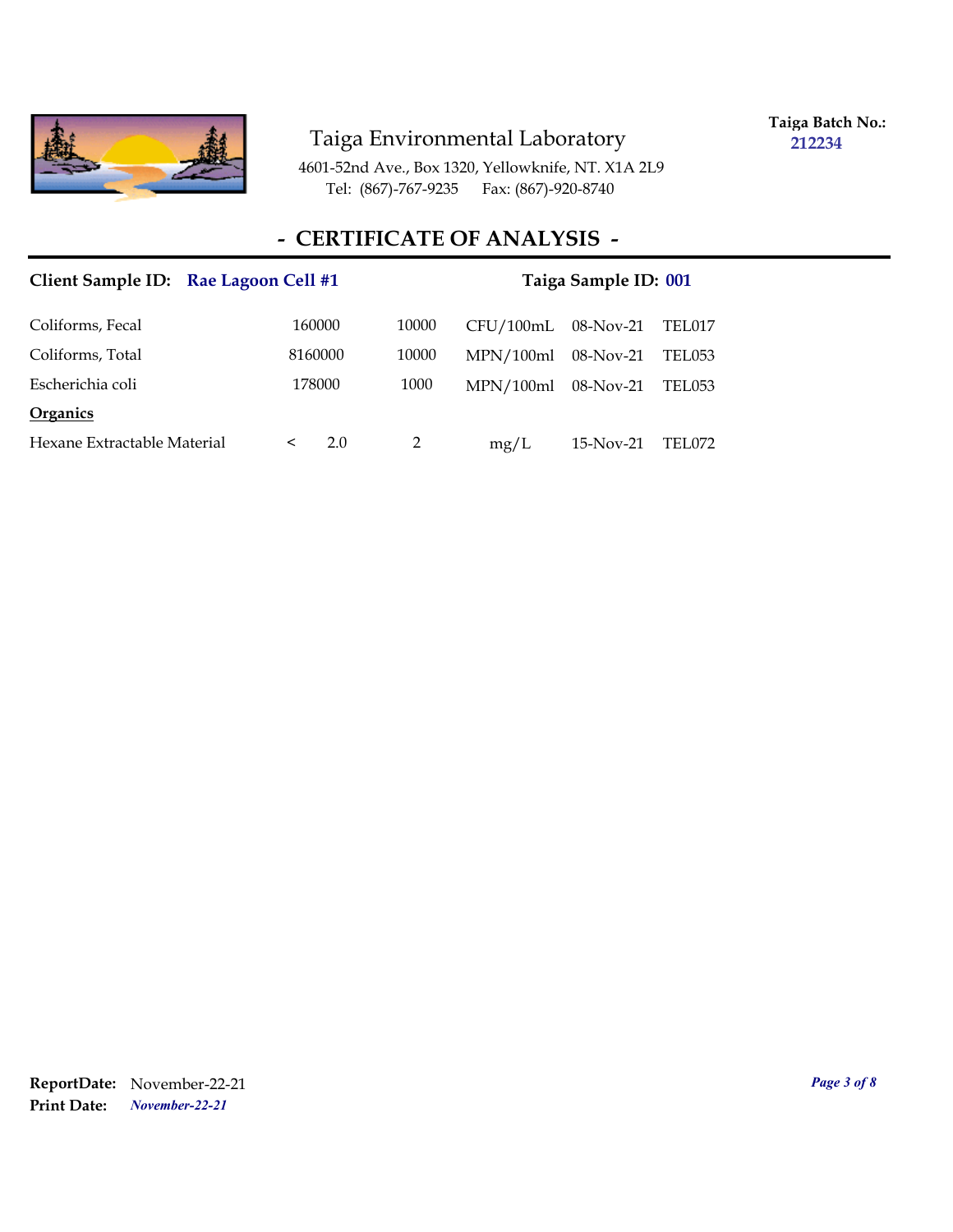Taiga Environmental Laboratory
4601-52nd Ave., Box 1320, Yellowknife, NT. X1A 2L9
Tel: (867)-767-9235 Fax: (867)-920-8740

**Taiga Batch No.:** 212234

## - CERTIFICATE OF ANALYSIS -

**Client Sample ID:** Rae Lagoon Cell #1 **Taiga Sample ID:** 001

| | | | | | |
|---|---|---|---|---|---|
| Coliforms, Fecal | 160000 | 10000 | CFU/100mL | 08-Nov-21 | TEL017 |
| Coliforms, Total | 8160000 | 10000 | MPN/100ml | 08-Nov-21 | TEL053 |
| Escherichia coli | 178000 | 1000 | MPN/100ml | 08-Nov-21 | TEL053 |
| **Organics** | | | | | |
| Hexane Extractable Material | < 2.0 | 2 | mg/L | 15-Nov-21 | TEL072 |

**ReportDate:** November-22-21
**Print Date:** *November-22-21*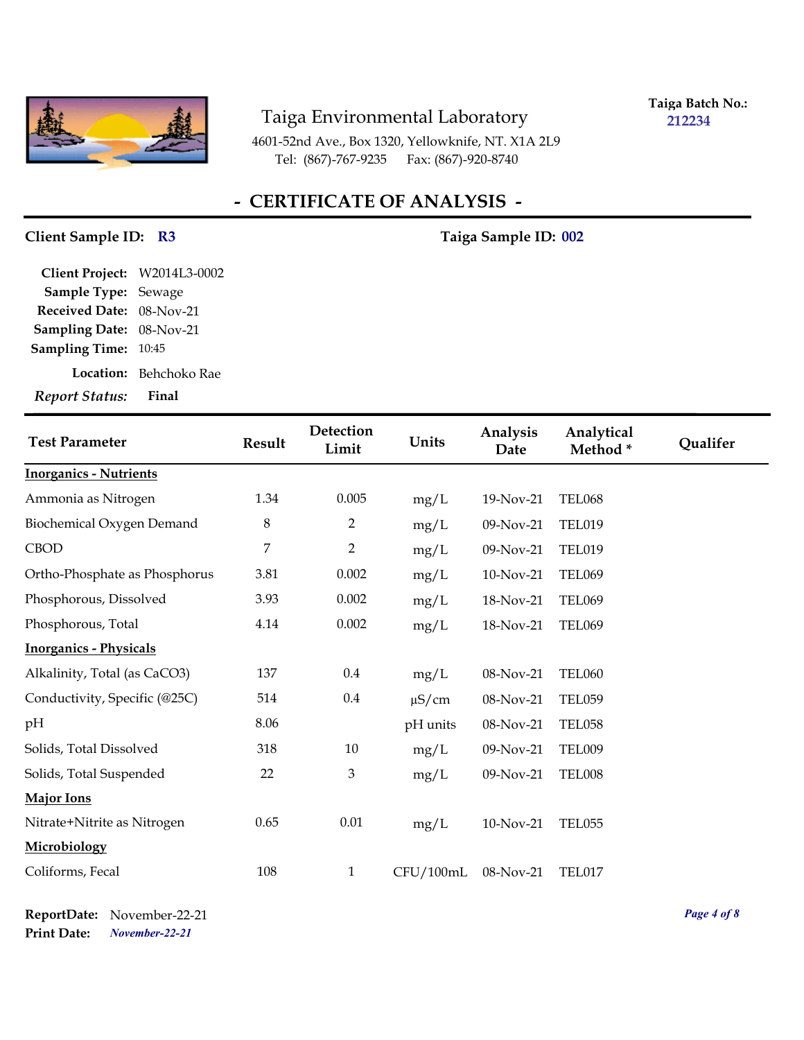Taiga Environmental Laboratory

4601-52nd Ave., Box 1320, Yellowknife, NT. X1A 2L9
Tel: (867)-767-9235 Fax: (867)-920-8740

**Taiga Batch No.:** 212234

# - CERTIFICATE OF ANALYSIS -

**Client Sample ID:** R3 **Taiga Sample ID:** 002

**Client Project:** W2014L3-0002
**Sample Type:** Sewage
**Received Date:** 08-Nov-21
**Sampling Date:** 08-Nov-21
**Sampling Time:** 10:45
**Location:** Behchoko Rae
***Report Status:*** **Final**

| Test Parameter | Result | Detection Limit | Units | Analysis Date | Analytical Method * | Qualifer |
|---|---|---|---|---|---|---|
| **Inorganics - Nutrients** | | | | | | |
| Ammonia as Nitrogen | 1.34 | 0.005 | mg/L | 19-Nov-21 | TEL068 | |
| Biochemical Oxygen Demand | 8 | 2 | mg/L | 09-Nov-21 | TEL019 | |
| CBOD | 7 | 2 | mg/L | 09-Nov-21 | TEL019 | |
| Ortho-Phosphate as Phosphorus | 3.81 | 0.002 | mg/L | 10-Nov-21 | TEL069 | |
| Phosphorous, Dissolved | 3.93 | 0.002 | mg/L | 18-Nov-21 | TEL069 | |
| Phosphorous, Total | 4.14 | 0.002 | mg/L | 18-Nov-21 | TEL069 | |
| **Inorganics - Physicals** | | | | | | |
| Alkalinity, Total (as $CaCO_3$) | 137 | 0.4 | mg/L | 08-Nov-21 | TEL060 | |
| Conductivity, Specific (@25C) | 514 | 0.4 | µS/cm | 08-Nov-21 | TEL059 | |
| pH | 8.06 | | pH units | 08-Nov-21 | TEL058 | |
| Solids, Total Dissolved | 318 | 10 | mg/L | 09-Nov-21 | TEL009 | |
| Solids, Total Suspended | 22 | 3 | mg/L | 09-Nov-21 | TEL008 | |
| **Major Ions** | | | | | | |
| Nitrate+Nitrite as Nitrogen | 0.65 | 0.01 | mg/L | 10-Nov-21 | TEL055 | |
| **Microbiology** | | | | | | |
| Coliforms, Fecal | 108 | 1 | CFU/100mL | 08-Nov-21 | TEL017 | |

**ReportDate:** November-22-21
**Print Date:** *November-22-21*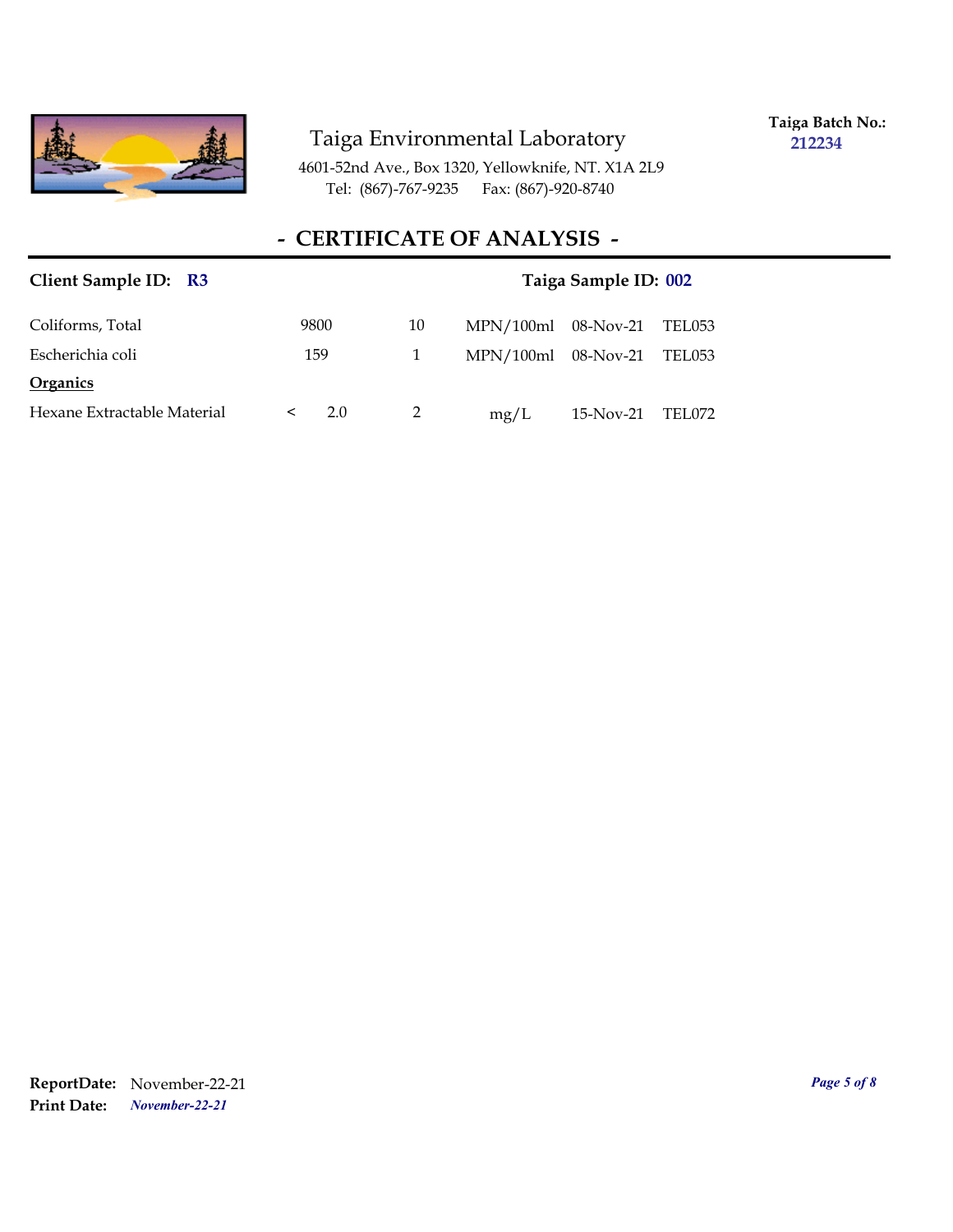Taiga Environmental Laboratory

4601-52nd Ave., Box 1320, Yellowknife, NT. X1A 2L9
Tel: (867)-767-9235 Fax: (867)-920-8740

**Taiga Batch No.:** 212234

## - CERTIFICATE OF ANALYSIS -

**Client Sample ID: R3** **Taiga Sample ID: 002**

| | | | | | |
|---|---|---|---|---|---|
| Coliforms, Total | 9800 | 10 | MPN/100ml | 08-Nov-21 | TEL053 |
| Escherichia coli | 159 | 1 | MPN/100ml | 08-Nov-21 | TEL053 |
| **Organics** | | | | | |
| Hexane Extractable Material | < 2.0 | 2 | mg/L | 15-Nov-21 | TEL072 |

**ReportDate:** November-22-21
**Print Date:** *November-22-21*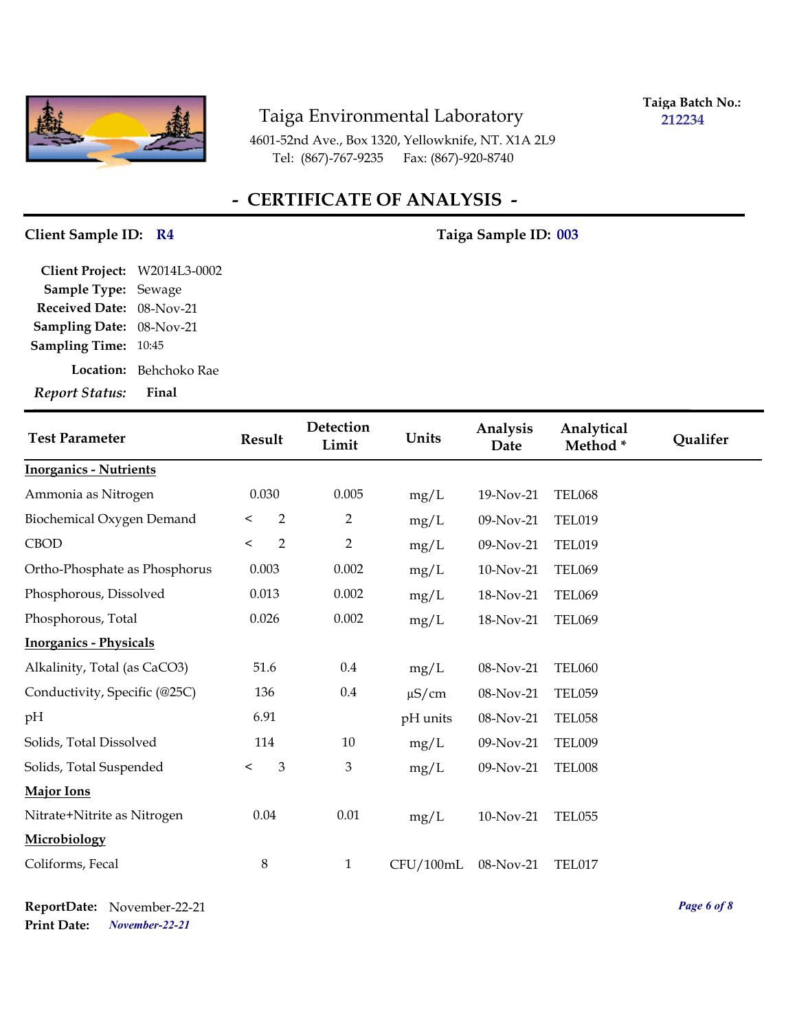# Taiga Environmental Laboratory

4601-52nd Ave., Box 1320, Yellowknife, NT. X1A 2L9
Tel: (867)-767-9235 Fax: (867)-920-8740

**Taiga Batch No.:** 212234

## - CERTIFICATE OF ANALYSIS -

**Client Sample ID:** R4 **Taiga Sample ID:** 003

**Client Project:** W2014L3-0002
**Sample Type:** Sewage
**Received Date:** 08-Nov-21
**Sampling Date:** 08-Nov-21
**Sampling Time:** 10:45
**Location:** Behchoko Rae
*Report Status:* **Final**

| Test Parameter | Result | Detection Limit | Units | Analysis Date | Analytical Method * | Qualifer |
|---|---|---|---|---|---|---|
| **Inorganics - Nutrients** | | | | | | |
| Ammonia as Nitrogen | 0.030 | 0.005 | mg/L | 19-Nov-21 | TEL068 | |
| Biochemical Oxygen Demand | < 2 | 2 | mg/L | 09-Nov-21 | TEL019 | |
| CBOD | < 2 | 2 | mg/L | 09-Nov-21 | TEL019 | |
| Ortho-Phosphate as Phosphorus | 0.003 | 0.002 | mg/L | 10-Nov-21 | TEL069 | |
| Phosphorous, Dissolved | 0.013 | 0.002 | mg/L | 18-Nov-21 | TEL069 | |
| Phosphorous, Total | 0.026 | 0.002 | mg/L | 18-Nov-21 | TEL069 | |
| **Inorganics - Physicals** | | | | | | |
| Alkalinity, Total (as CaCO3) | 51.6 | 0.4 | mg/L | 08-Nov-21 | TEL060 | |
| Conductivity, Specific (@25C) | 136 | 0.4 | µS/cm | 08-Nov-21 | TEL059 | |
| pH | 6.91 | | pH units | 08-Nov-21 | TEL058 | |
| Solids, Total Dissolved | 114 | 10 | mg/L | 09-Nov-21 | TEL009 | |
| Solids, Total Suspended | < 3 | 3 | mg/L | 09-Nov-21 | TEL008 | |
| **Major Ions** | | | | | | |
| Nitrate+Nitrite as Nitrogen | 0.04 | 0.01 | mg/L | 10-Nov-21 | TEL055 | |
| **Microbiology** | | | | | | |
| Coliforms, Fecal | 8 | 1 | CFU/100mL | 08-Nov-21 | TEL017 | |

**ReportDate:** November-22-21
**Print Date:** *November-22-21*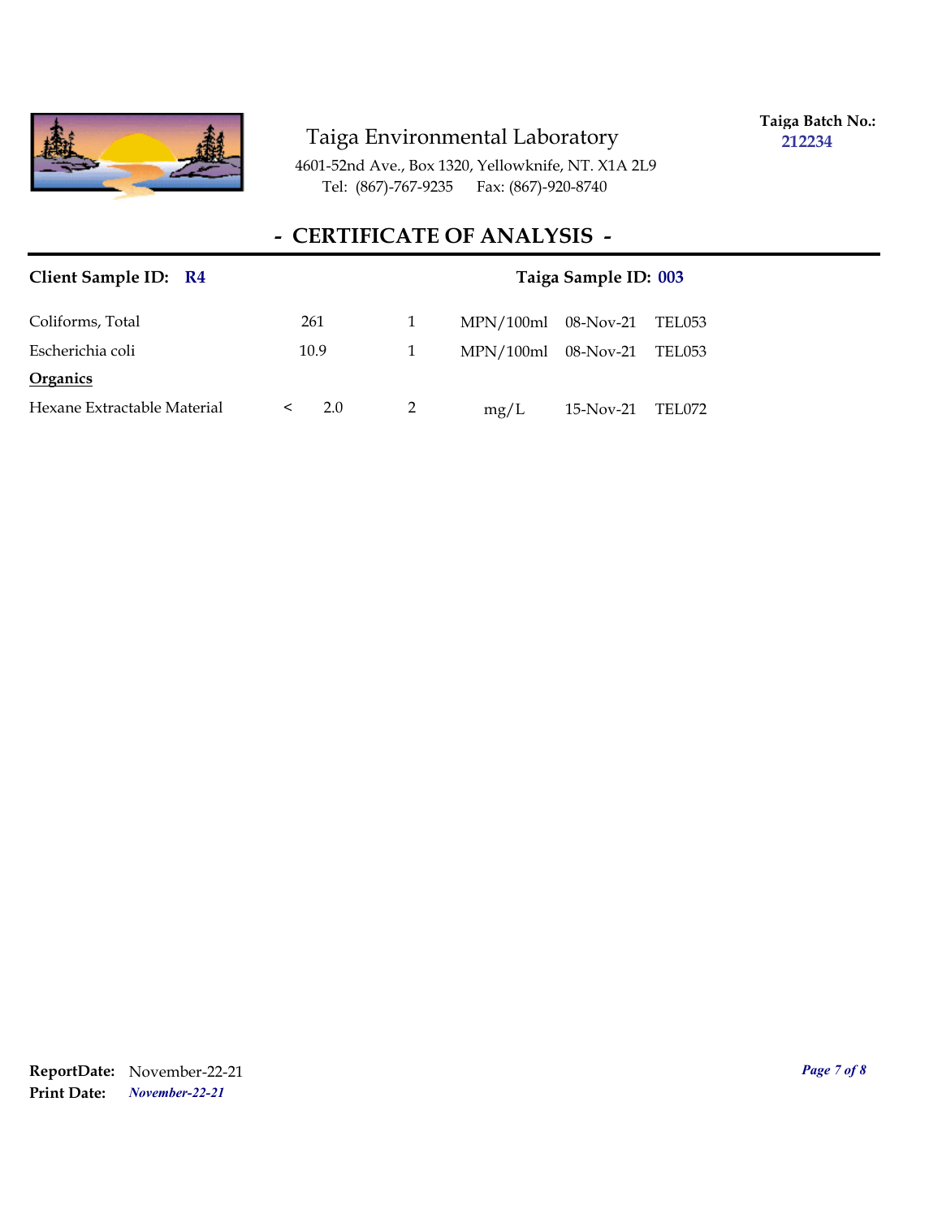Taiga Environmental Laboratory

4601-52nd Ave., Box 1320, Yellowknife, NT. X1A 2L9
Tel: (867)-767-9235 Fax: (867)-920-8740

**Taiga Batch No.:** **212234**

## - CERTIFICATE OF ANALYSIS -

**Client Sample ID:** **R4** **Taiga Sample ID:** **003**

| | | | | | |
|---|---|---|---|---|---|
| Coliforms, Total | 261 | 1 | MPN/100ml | 08-Nov-21 | TEL053 |
| Escherichia coli | 10.9 | 1 | MPN/100ml | 08-Nov-21 | TEL053 |
| **Organics** | | | | | |
| Hexane Extractable Material | < 2.0 | 2 | mg/L | 15-Nov-21 | TEL072 |

**ReportDate:** November-22-21
**Print Date:** *November-22-21*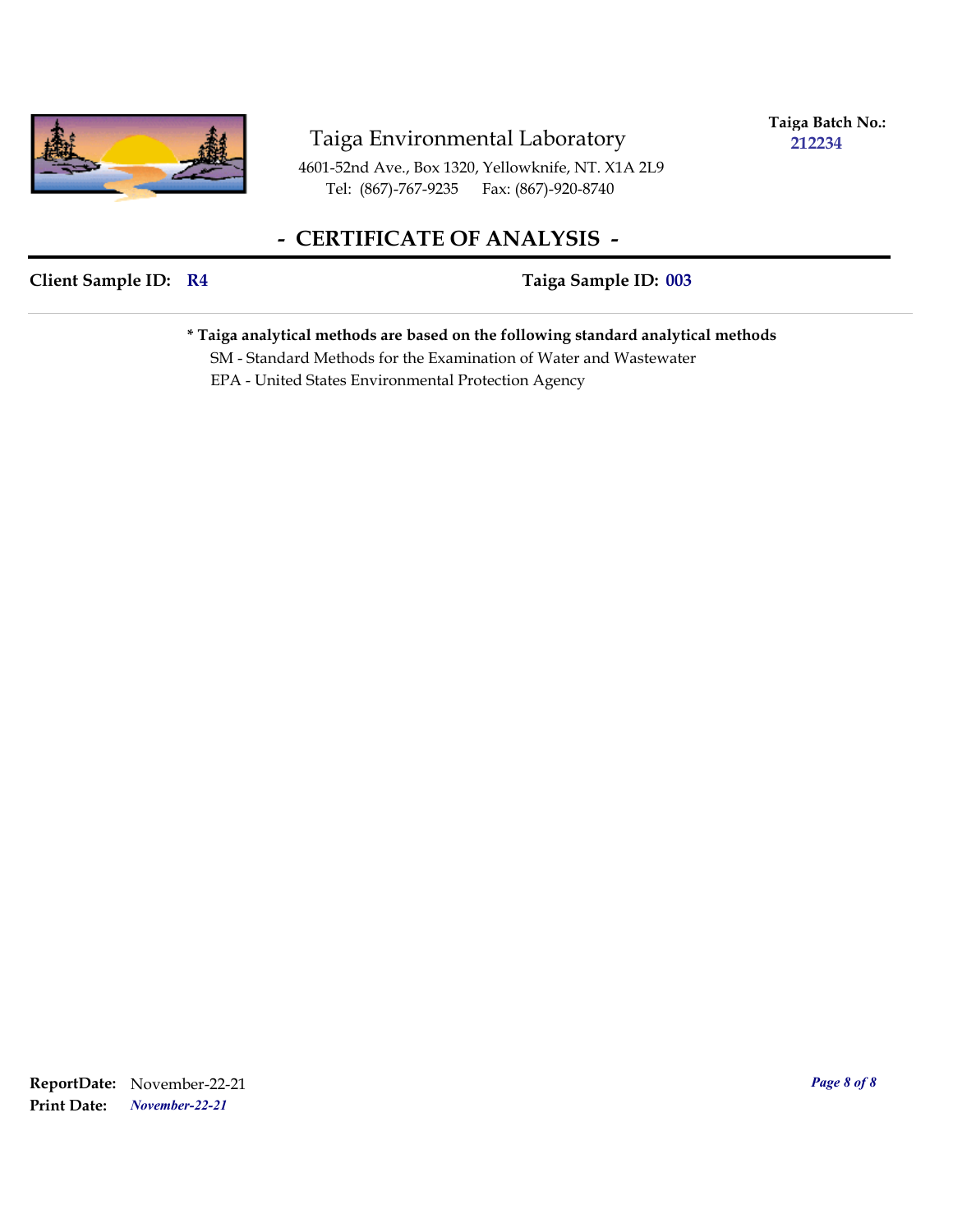Taiga Environmental Laboratory

4601-52nd Ave., Box 1320, Yellowknife, NT. X1A 2L9
Tel: (867)-767-9235 Fax: (867)-920-8740

**Taiga Batch No.:** 212234

## - CERTIFICATE OF ANALYSIS -

**Client Sample ID:** R4 **Taiga Sample ID:** 003

**\* Taiga analytical methods are based on the following standard analytical methods**

SM - Standard Methods for the Examination of Water and Wastewater
EPA - United States Environmental Protection Agency

**ReportDate:** November-22-21
**Print Date:** *November-22-21*